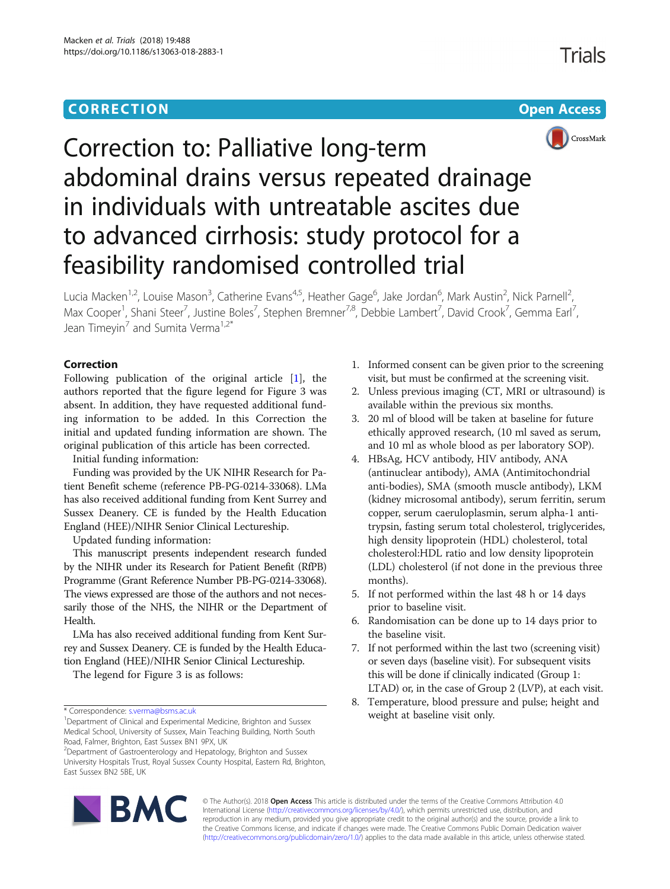# Correction to: Palliative long-term abdominal drains versus repeated drainage in individuals with untreatable ascites due to advanced cirrhosis: study protocol for a feasibility randomised controlled trial

Lucia Macken[1,2], Louise Mason[3], Catherine Evans[4,5], Heather Gage[6], Jake Jordan[6], Mark Austin[2], Nick Parnell[2], Max Cooper[1], Shani Steer[7], Justine Boles[7], Stephen Bremner[7,8], Debbie Lambert[7], David Crook[7], Gemma Earl[7], Jean Timeyin[7] and Sumita Verma[1,2*]

## Correction

Following publication of the original article [1], the authors reported that the figure legend for Figure 3 was absent. In addition, they have requested additional funding information to be added. In this Correction the initial and updated funding information are shown. The original publication of this article has been corrected.

Initial funding information:

Funding was provided by the UK NIHR Research for Patient Benefit scheme (reference PB-PG-0214-33068). LMa has also received additional funding from Kent Surrey and Sussex Deanery. CE is funded by the Health Education England (HEE)/NIHR Senior Clinical Lectureship.

Updated funding information:

This manuscript presents independent research funded by the NIHR under its Research for Patient Benefit (RfPB) Programme (Grant Reference Number PB-PG-0214-33068). The views expressed are those of the authors and not necessarily those of the NHS, the NIHR or the Department of Health.

LMa has also received additional funding from Kent Surrey and Sussex Deanery. CE is funded by the Health Education England (HEE)/NIHR Senior Clinical Lectureship.

The legend for Figure 3 is as follows:

1. Informed consent can be given prior to the screening visit, but must be confirmed at the screening visit.
2. Unless previous imaging (CT, MRI or ultrasound) is available within the previous six months.
3. 20 ml of blood will be taken at baseline for future ethically approved research, (10 ml saved as serum, and 10 ml as whole blood as per laboratory SOP).
4. HBsAg, HCV antibody, HIV antibody, ANA (antinuclear antibody), AMA (Antimitochondrial anti-bodies), SMA (smooth muscle antibody), LKM (kidney microsomal antibody), serum ferritin, serum copper, serum caeruloplasmin, serum alpha-1 anti-trypsin, fasting serum total cholesterol, triglycerides, high density lipoprotein (HDL) cholesterol, total cholesterol:HDL ratio and low density lipoprotein (LDL) cholesterol (if not done in the previous three months).
5. If not performed within the last 48 h or 14 days prior to baseline visit.
6. Randomisation can be done up to 14 days prior to the baseline visit.
7. If not performed within the last two (screening visit) or seven days (baseline visit). For subsequent visits this will be done if clinically indicated (Group 1: LTAD) or, in the case of Group 2 (LVP), at each visit.
8. Temperature, blood pressure and pulse; height and weight at baseline visit only.

\* Correspondence: s.verma@bsms.ac.uk

[1]Department of Clinical and Experimental Medicine, Brighton and Sussex Medical School, University of Sussex, Main Teaching Building, North South Road, Falmer, Brighton, East Sussex BN1 9PX, UK

[2]Department of Gastroenterology and Hepatology, Brighton and Sussex University Hospitals Trust, Royal Sussex County Hospital, Eastern Rd, Brighton, East Sussex BN2 5BE, UK

© The Author(s). 2018 **Open Access** This article is distributed under the terms of the Creative Commons Attribution 4.0 International License (http://creativecommons.org/licenses/by/4.0/), which permits unrestricted use, distribution, and reproduction in any medium, provided you give appropriate credit to the original author(s) and the source, provide a link to the Creative Commons license, and indicate if changes were made. The Creative Commons Public Domain Dedication waiver (http://creativecommons.org/publicdomain/zero/1.0/) applies to the data made available in this article, unless otherwise stated.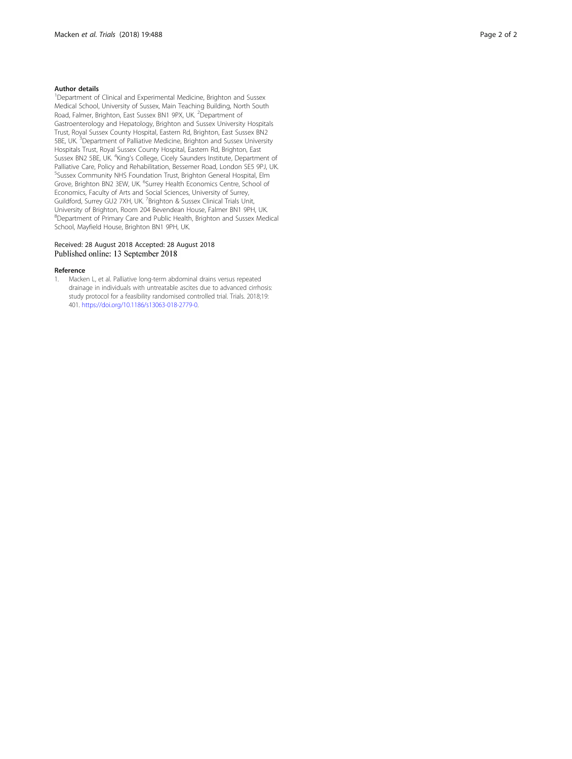#### Author details

[1]Department of Clinical and Experimental Medicine, Brighton and Sussex Medical School, University of Sussex, Main Teaching Building, North South Road, Falmer, Brighton, East Sussex BN1 9PX, UK. [2]Department of Gastroenterology and Hepatology, Brighton and Sussex University Hospitals Trust, Royal Sussex County Hospital, Eastern Rd, Brighton, East Sussex BN2 5BE, UK. [3]Department of Palliative Medicine, Brighton and Sussex University Hospitals Trust, Royal Sussex County Hospital, Eastern Rd, Brighton, East Sussex BN2 5BE, UK. [4]King's College, Cicely Saunders Institute, Department of Palliative Care, Policy and Rehabilitation, Bessemer Road, London SE5 9PJ, UK. [5]Sussex Community NHS Foundation Trust, Brighton General Hospital, Elm Grove, Brighton BN2 3EW, UK. [6]Surrey Health Economics Centre, School of Economics, Faculty of Arts and Social Sciences, University of Surrey, Guildford, Surrey GU2 7XH, UK. [7]Brighton & Sussex Clinical Trials Unit, University of Brighton, Room 204 Bevendean House, Falmer BN1 9PH, UK. [8]Department of Primary Care and Public Health, Brighton and Sussex Medical School, Mayfield House, Brighton BN1 9PH, UK.

Received: 28 August 2018 Accepted: 28 August 2018
Published online: 13 September 2018

#### Reference

1. Macken L, et al. Palliative long-term abdominal drains versus repeated drainage in individuals with untreatable ascites due to advanced cirrhosis: study protocol for a feasibility randomised controlled trial. Trials. 2018;19:401. https://doi.org/10.1186/s13063-018-2779-0.